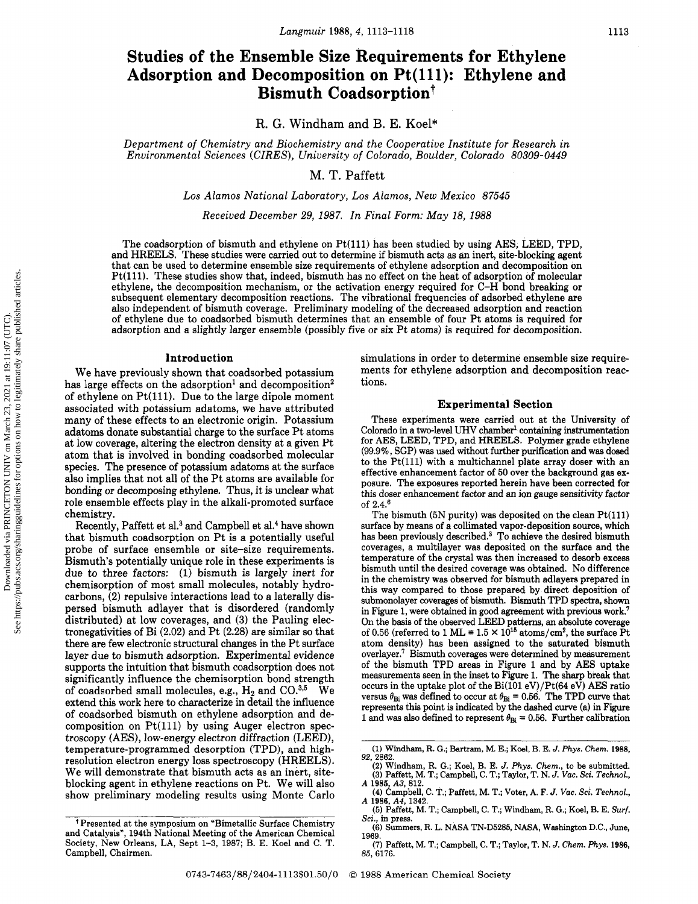# Studies of the Ensemble Size Requirements for Ethylene Adsorption and Decomposition on Pt(111): Ethylene and Bismuth Coadsorption[†]

R. G. Windham and B. E. Koel*

*Department of Chemistry and Biochemistry and the Cooperative Institute for Research in Environmental Sciences (CIRES), University of Colorado, Boulder, Colorado 80309-0449*

M. T. Paffett

*Los Alamos National Laboratory, Los Alamos, New Mexico 87545*

*Received December 29, 1987. In Final Form: May 18, 1988*

The coadsorption of bismuth and ethylene on Pt(111) has been studied by using AES, LEED, TPD, and HREELS. These studies were carried out to determine if bismuth acts as an inert, site-blocking agent that can be used to determine ensemble size requirements of ethylene adsorption and decomposition on Pt(111). These studies show that, indeed, bismuth has no effect on the heat of adsorption of molecular ethylene, the decomposition mechanism, or the activation energy required for C–H bond breaking or subsequent elementary decomposition reactions. The vibrational frequencies of adsorbed ethylene are also independent of bismuth coverage. Preliminary modeling of the decreased adsorption and reaction of ethylene due to coadsorbed bismuth determines that an ensemble of four Pt atoms is required for adsorption and a slightly larger ensemble (possibly five or six Pt atoms) is required for decomposition.

## Introduction

We have previously shown that coadsorbed potassium has large effects on the adsorption[1] and decomposition[2] of ethylene on Pt(111). Due to the large dipole moment associated with potassium adatoms, we have attributed many of these effects to an electronic origin. Potassium adatoms donate substantial charge to the surface Pt atoms at low coverage, altering the electron density at a given Pt atom that is involved in bonding coadsorbed molecular species. The presence of potassium adatoms at the surface also implies that not all of the Pt atoms are available for bonding or decomposing ethylene. Thus, it is unclear what role ensemble effects play in the alkali-promoted surface chemistry.

Recently, Paffett et al.[3] and Campbell et al.[4] have shown that bismuth coadsorption on Pt is a potentially useful probe of surface ensemble or site–size requirements. Bismuth's potentially unique role in these experiments is due to three factors: (1) bismuth is largely inert for chemisorption of most small molecules, notably hydrocarbons, (2) repulsive interactions lead to a laterally dispersed bismuth adlayer that is disordered (randomly distributed) at low coverages, and (3) the Pauling electronegativities of Bi (2.02) and Pt (2.28) are similar so that there are few electronic structural changes in the Pt surface layer due to bismuth adsorption. Experimental evidence supports the intuition that bismuth coadsorption does not significantly influence the chemisorption bond strength of coadsorbed small molecules, e.g., $H_2$ and CO.[3,5] We extend this work here to characterize in detail the influence of coadsorbed bismuth on ethylene adsorption and decomposition on Pt(111) by using Auger electron spectroscopy (AES), low-energy electron diffraction (LEED), temperature-programmed desorption (TPD), and high-resolution electron energy loss spectroscopy (HREELS). We will demonstrate that bismuth acts as an inert, site-blocking agent in ethylene reactions on Pt. We will also show preliminary modeling results using Monte Carlo simulations in order to determine ensemble size requirements for ethylene adsorption and decomposition reactions.

## Experimental Section

These experiments were carried out at the University of Colorado in a two-level UHV chamber[1] containing instrumentation for AES, LEED, TPD, and HREELS. Polymer grade ethylene (99.9%, SGP) was used without further purification and was dosed to the Pt(111) with a multichannel plate array doser with an effective enhancement factor of 50 over the background gas exposure. The exposures reported herein have been corrected for this doser enhancement factor and an ion gauge sensitivity factor of 2.4.[6]

The bismuth (5N purity) was deposited on the clean Pt(111) surface by means of a collimated vapor-deposition source, which has been previously described.[3] To achieve the desired bismuth coverages, a multilayer was deposited on the surface and the temperature of the crystal was then increased to desorb excess bismuth until the desired coverage was obtained. No difference in the chemistry was observed for bismuth adlayers prepared in this way compared to those prepared by direct deposition of submonolayer coverages of bismuth. Bismuth TPD spectra, shown in Figure 1, were obtained in good agreement with previous work.[7] On the basis of the observed LEED patterns, an absolute coverage of 0.56 (referred to 1 ML ≡ $1.5 \times 10^{15}$ atoms/cm$^2$, the surface Pt atom density) has been assigned to the saturated bismuth overlayer.[7] Bismuth coverages were determined by measurement of the bismuth TPD areas in Figure 1 and by AES uptake measurements seen in the inset to Figure 1. The sharp break that occurs in the uptake plot of the Bi(101 eV)/Pt(64 eV) AES ratio versus $\theta_{Bi}$ was defined to occur at $\theta_{Bi}$ = 0.56. The TPD curve that represents this point is indicated by the dashed curve (a) in Figure 1 and was also defined to represent $\theta_{Bi}$ = 0.56. Further calibration

---

[†] Presented at the symposium on "Bimetallic Surface Chemistry and Catalysis", 194th National Meeting of the American Chemical Society, New Orleans, LA, Sept 1–3, 1987; B. E. Koel and C. T. Campbell, Chairmen.

(1) Windham, R. G.; Bartram, M. E.; Koel, B. E. *J. Phys. Chem.* 1988, *92*, 2862.
(2) Windham, R. G.; Koel, B. E. *J. Phys. Chem.*, to be submitted.
(3) Paffett, M. T.; Campbell, C. T.; Taylor, T. N. *J. Vac. Sci. Technol., A* 1985, *A3*, 812.
(4) Campbell, C. T.; Paffett, M. T.; Voter, A. F. *J. Vac. Sci. Technol., A* 1986, *A4*, 1342.
(5) Paffett, M. T.; Campbell, C. T.; Windham, R. G.; Koel, B. E. *Surf. Sci.*, in press.
(6) Summers, R. L. NASA TN-D5285, NASA, Washington D.C., June, 1969.
(7) Paffett, M. T.; Campbell, C. T.; Taylor, T. N. *J. Chem. Phys.* 1986, *85*, 6176.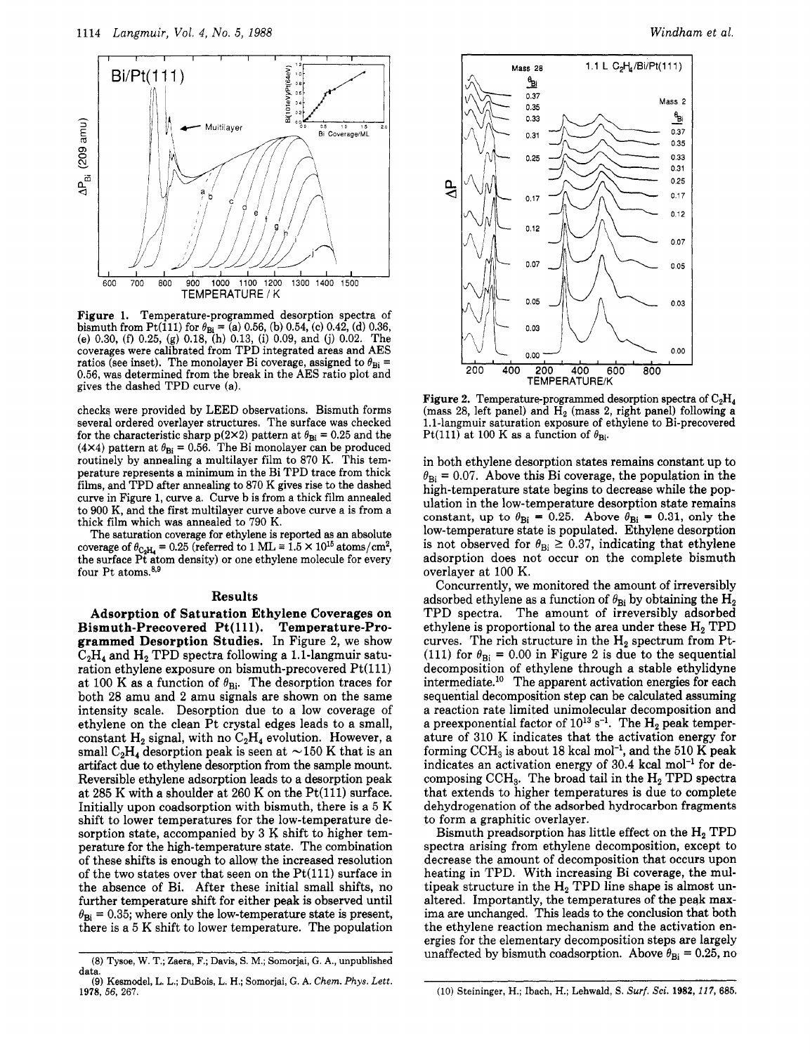Figure 1. Temperature-programmed desorption spectra of bismuth from Pt(111) for $\theta_{Bi}$ = (a) 0.56, (b) 0.54, (c) 0.42, (d) 0.36, (e) 0.30, (f) 0.25, (g) 0.18, (h) 0.13, (i) 0.09, and (j) 0.02. The coverages were calibrated from TPD integrated areas and AES ratios (see inset). The monolayer Bi coverage, assigned to $\theta_{Bi}$ = 0.56, was determined from the break in the AES ratio plot and gives the dashed TPD curve (a).

checks were provided by LEED observations. Bismuth forms several ordered overlayer structures. The surface was checked for the characteristic sharp p(2×2) pattern at $\theta_{Bi}$ = 0.25 and the (4×4) pattern at $\theta_{Bi}$ = 0.56. The Bi monolayer can be produced routinely by annealing a multilayer film to 870 K. This temperature represents a minimum in the Bi TPD trace from thick films, and TPD after annealing to 870 K gives rise to the dashed curve in Figure 1, curve a. Curve b is from a thick film annealed to 900 K, and the first multilayer curve above curve a is from a thick film which was annealed to 790 K.

The saturation coverage for ethylene is reported as an absolute coverage of $\theta_{C_2H_4}$ = 0.25 (referred to 1 ML ≡ 1.5 × $10^{15}$ atoms/$cm^2$, the surface Pt atom density) or one ethylene molecule for every four Pt atoms.[8,9]

## Results

**Adsorption of Saturation Ethylene Coverages on Bismuth-Precovered Pt(111). Temperature-Programmed Desorption Studies.** In Figure 2, we show $C_2H_4$ and $H_2$ TPD spectra following a 1.1-langmuir saturation ethylene exposure on bismuth-precovered Pt(111) at 100 K as a function of $\theta_{Bi}$. The desorption traces for both 28 amu and 2 amu signals are shown on the same intensity scale. Desorption due to a low coverage of ethylene on the clean Pt crystal edges leads to a small, constant $H_2$ signal, with no $C_2H_4$ evolution. However, a small $C_2H_4$ desorption peak is seen at ~150 K that is an artifact due to ethylene desorption from the sample mount. Reversible ethylene adsorption leads to a desorption peak at 285 K with a shoulder at 260 K on the Pt(111) surface. Initially upon coadsorption with bismuth, there is a 5 K shift to lower temperatures for the low-temperature desorption state, accompanied by 3 K shift to higher temperature for the high-temperature state. The combination of these shifts is enough to allow the increased resolution of the two states over that seen on the Pt(111) surface in the absence of Bi. After these initial small shifts, no further temperature shift for either peak is observed until $\theta_{Bi}$ = 0.35; where only the low-temperature state is present, there is a 5 K shift to lower temperature. The population

Figure 2. Temperature-programmed desorption spectra of $C_2H_4$ (mass 28, left panel) and $H_2$ (mass 2, right panel) following a 1.1-langmuir saturation exposure of ethylene to Bi-precovered Pt(111) at 100 K as a function of $\theta_{Bi}$.

in both ethylene desorption states remains constant up to $\theta_{Bi}$ = 0.07. Above this Bi coverage, the population in the high-temperature state begins to decrease while the population in the low-temperature desorption state remains constant, up to $\theta_{Bi}$ = 0.25. Above $\theta_{Bi}$ = 0.31, only the low-temperature state is populated. Ethylene desorption is not observed for $\theta_{Bi}$ ≥ 0.37, indicating that ethylene adsorption does not occur on the complete bismuth overlayer at 100 K.

Concurrently, we monitored the amount of irreversibly adsorbed ethylene as a function of $\theta_{Bi}$ by obtaining the $H_2$ TPD spectra. The amount of irreversibly adsorbed ethylene is proportional to the area under these $H_2$ TPD curves. The rich structure in the $H_2$ spectrum from Pt(111) for $\theta_{Bi}$ = 0.00 in Figure 2 is due to the sequential decomposition of ethylene through a stable ethylidyne intermediate.[10] The apparent activation energies for each sequential decomposition step can be calculated assuming a reaction rate limited unimolecular decomposition and a preexponential factor of $10^{13}$ $s^{-1}$. The $H_2$ peak temperature of 310 K indicates that the activation energy for forming $CCH_3$ is about 18 kcal $mol^{-1}$, and the 510 K peak indicates an activation energy of 30.4 kcal $mol^{-1}$ for decomposing $CCH_3$. The broad tail in the $H_2$ TPD spectra that extends to higher temperatures is due to complete dehydrogenation of the adsorbed hydrocarbon fragments to form a graphitic overlayer.

Bismuth preadsorption has little effect on the $H_2$ TPD spectra arising from ethylene decomposition, except to decrease the amount of decomposition that occurs upon heating in TPD. With increasing Bi coverage, the multipeak structure in the $H_2$ TPD line shape is almost unaltered. Importantly, the temperatures of the peak maxima are unchanged. This leads to the conclusion that both the ethylene reaction mechanism and the activation energies for the elementary decomposition steps are largely unaffected by bismuth coadsorption. Above $\theta_{Bi}$ = 0.25, no

(8) Tysoe, W. T.; Zaera, F.; Davis, S. M.; Somorjai, G. A., unpublished data.

(9) Kesmodel, L. L.; DuBois, L. H.; Somorjai, G. A. *Chem. Phys. Lett.* **1978**, *56*, 267.

(10) Steininger, H.; Ibach, H.; Lehwald, S. *Surf. Sci.* **1982**, *117*, 685.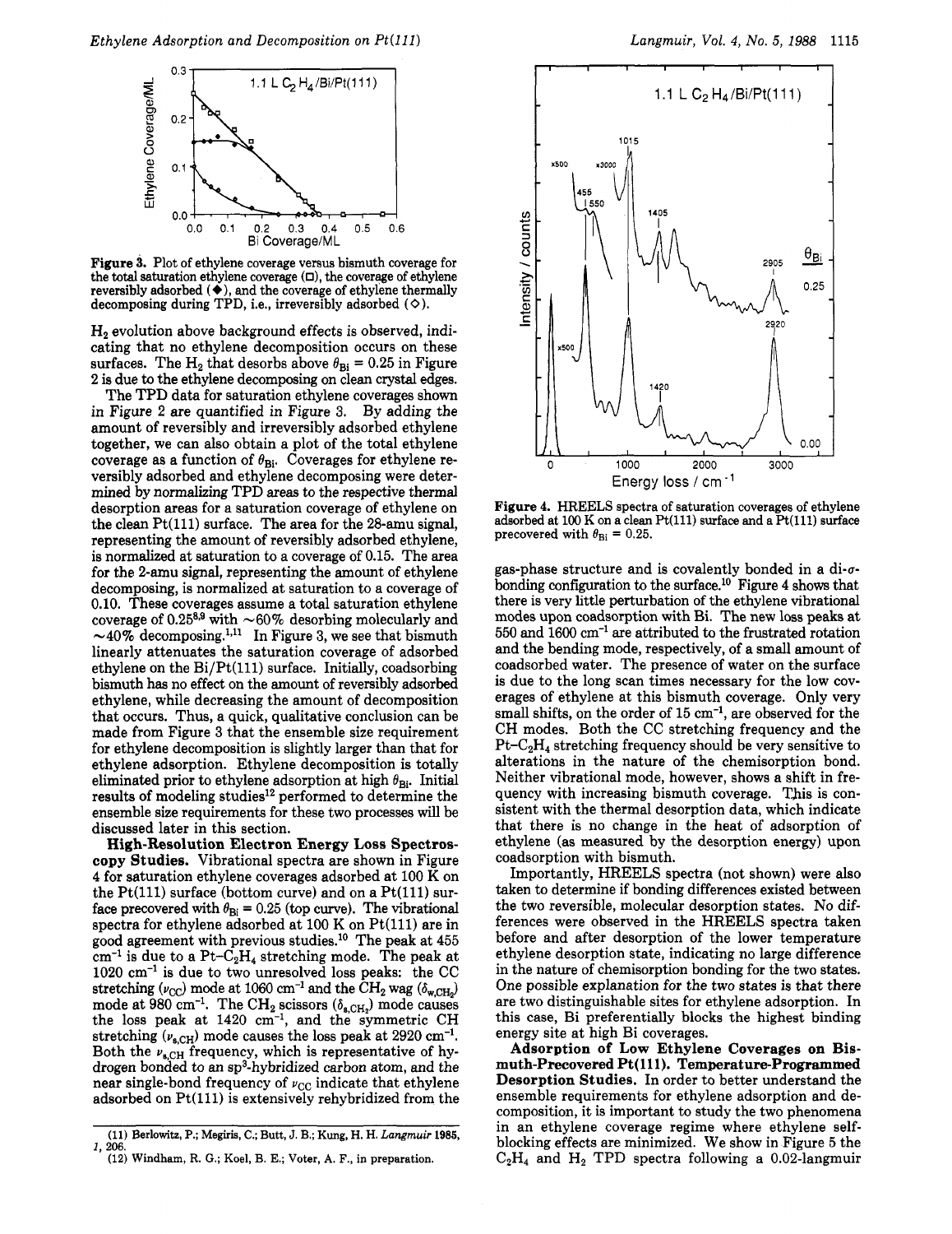**Figure 3.** Plot of ethylene coverage versus bismuth coverage for the total saturation ethylene coverage (□), the coverage of ethylene reversibly adsorbed (◆), and the coverage of ethylene thermally decomposing during TPD, i.e., irreversibly adsorbed (◇).

$H_2$ evolution above background effects is observed, indicating that no ethylene decomposition occurs on these surfaces. The $H_2$ that desorbs above $\theta_{Bi} = 0.25$ in Figure 2 is due to the ethylene decomposing on clean crystal edges.

The TPD data for saturation ethylene coverages shown in Figure 2 are quantified in Figure 3. By adding the amount of reversibly and irreversibly adsorbed ethylene together, we can also obtain a plot of the total ethylene coverage as a function of $\theta_{Bi}$. Coverages for ethylene reversibly adsorbed and ethylene decomposing were determined by normalizing TPD areas to the respective thermal desorption areas for a saturation coverage of ethylene on the clean Pt(111) surface. The area for the 28-amu signal, representing the amount of reversibly adsorbed ethylene, is normalized at saturation to a coverage of 0.15. The area for the 2-amu signal, representing the amount of ethylene decomposing, is normalized at saturation to a coverage of 0.10. These coverages assume a total saturation ethylene coverage of 0.25[8,9] with ~60% desorbing molecularly and ~40% decomposing.[1,11] In Figure 3, we see that bismuth linearly attenuates the saturation coverage of adsorbed ethylene on the Bi/Pt(111) surface. Initially, coadsorbing bismuth has no effect on the amount of reversibly adsorbed ethylene, while decreasing the amount of decomposition that occurs. Thus, a quick, qualitative conclusion can be made from Figure 3 that the ensemble size requirement for ethylene decomposition is slightly larger than that for ethylene adsorption. Ethylene decomposition is totally eliminated prior to ethylene adsorption at high $\theta_{Bi}$. Initial results of modeling studies[12] performed to determine the ensemble size requirements for these two processes will be discussed later in this section.

**High-Resolution Electron Energy Loss Spectroscopy Studies.** Vibrational spectra are shown in Figure 4 for saturation ethylene coverages adsorbed at 100 K on the Pt(111) surface (bottom curve) and on a Pt(111) surface precovered with $\theta_{Bi} = 0.25$ (top curve). The vibrational spectra for ethylene adsorbed at 100 K on Pt(111) are in good agreement with previous studies.[10] The peak at 455 cm$^{-1}$ is due to a Pt–$C_2H_4$ stretching mode. The peak at 1020 cm$^{-1}$ is due to two unresolved loss peaks: the CC stretching ($\nu_{CC}$) mode at 1060 cm$^{-1}$ and the $CH_2$ wag ($\delta_{w,CH_2}$) mode at 980 cm$^{-1}$. The $CH_2$ scissors ($\delta_{s,CH_2}$) mode causes the loss peak at 1420 cm$^{-1}$, and the symmetric CH stretching ($\nu_{s,CH}$) mode causes the loss peak at 2920 cm$^{-1}$. Both the $\nu_{s,CH}$ frequency, which is representative of hydrogen bonded to an sp$^3$-hybridized carbon atom, and the near single-bond frequency of $\nu_{CC}$ indicate that ethylene adsorbed on Pt(111) is extensively rehybridized from the gas-phase structure and is covalently bonded in a di-σ-bonding configuration to the surface.[10] Figure 4 shows that there is very little perturbation of the ethylene vibrational modes upon coadsorption with Bi. The new loss peaks at 550 and 1600 cm$^{-1}$ are attributed to the frustrated rotation and the bending mode, respectively, of a small amount of coadsorbed water. The presence of water on the surface is due to the long scan times necessary for the low coverages of ethylene at this bismuth coverage. Only very small shifts, on the order of 15 cm$^{-1}$, are observed for the CH modes. Both the CC stretching frequency and the Pt–$C_2H_4$ stretching frequency should be very sensitive to alterations in the nature of the chemisorption bond. Neither vibrational mode, however, shows a shift in frequency with increasing bismuth coverage. This is consistent with the thermal desorption data, which indicate that there is no change in the heat of adsorption of ethylene (as measured by the desorption energy) upon coadsorption with bismuth.

**Figure 4.** HREELS spectra of saturation coverages of ethylene adsorbed at 100 K on a clean Pt(111) surface and a Pt(111) surface precovered with $\theta_{Bi} = 0.25$.

Importantly, HREELS spectra (not shown) were also taken to determine if bonding differences existed between the two reversible, molecular desorption states. No differences were observed in the HREELS spectra taken before and after desorption of the lower temperature ethylene desorption state, indicating no large difference in the nature of chemisorption bonding for the two states. One possible explanation for the two states is that there are two distinguishable sites for ethylene adsorption. In this case, Bi preferentially blocks the highest binding energy site at high Bi coverages.

**Adsorption of Low Ethylene Coverages on Bismuth-Precovered Pt(111). Temperature-Programmed Desorption Studies.** In order to better understand the ensemble requirements for ethylene adsorption and decomposition, it is important to study the two phenomena in an ethylene coverage regime where ethylene self-blocking effects are minimized. We show in Figure 5 the $C_2H_4$ and $H_2$ TPD spectra following a 0.02-langmuir

(11) Berlowitz, P.; Megiris, C.; Butt, J. B.; Kung, H. H. *Langmuir* **1985**, *1*, 206.

(12) Windham, R. G.; Koel, B. E.; Voter, A. F., in preparation.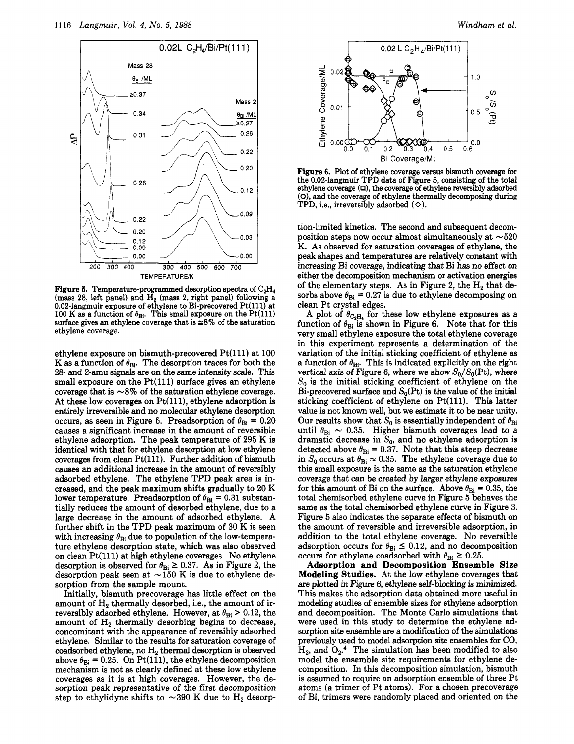**Figure 5.** Temperature-programmed desorption spectra of $C_2H_4$ (mass 28, left panel) and $H_2$ (mass 2, right panel) following a 0.02-langmuir exposure of ethylene to Bi-precovered Pt(111) at 100 K as a function of $\theta_{Bi}$. This small exposure on the Pt(111) surface gives an ethylene coverage that is ≅8% of the saturation ethylene coverage.

ethylene exposure on bismuth-precovered Pt(111) at 100 K as a function of $\theta_{Bi}$. The desorption traces for both the 28- and 2-amu signals are on the same intensity scale. This small exposure on the Pt(111) surface gives an ethylene coverage that is ~8% of the saturation ethylene coverage. At these low coverages on Pt(111), ethylene adsorption is entirely irreversible and no molecular ethylene desorption occurs, as seen in Figure 5. Preadsorption of $\theta_{Bi}$ = 0.20 causes a significant increase in the amount of reversible ethylene adsorption. The peak temperature of 295 K is identical with that for ethylene desorption at low ethylene coverages from clean Pt(111). Further addition of bismuth causes an additional increase in the amount of reversibly adsorbed ethylene. The ethylene TPD peak area is increased, and the peak maximum shifts gradually to 20 K lower temperature. Preadsorption of $\theta_{Bi}$ = 0.31 substantially reduces the amount of desorbed ethylene, due to a large decrease in the amount of adsorbed ethylene. A further shift in the TPD peak maximum of 30 K is seen with increasing $\theta_{Bi}$ due to population of the low-temperature ethylene desorption state, which was also observed on clean Pt(111) at high ethylene coverages. No ethylene desorption is observed for $\theta_{Bi} \geq 0.37$. As in Figure 2, the desorption peak seen at ~150 K is due to ethylene desorption from the sample mount.

Initially, bismuth precoverage has little effect on the amount of $H_2$ thermally desorbed, i.e., the amount of irreversibly adsorbed ethylene. However, at $\theta_{Bi} > 0.12$, the amount of $H_2$ thermally desorbing begins to decrease, concomitant with the appearance of reversibly adsorbed ethylene. Similar to the results for saturation coverage of coadsorbed ethylene, no $H_2$ thermal desorption is observed above $\theta_{Bi}$ = 0.25. On Pt(111), the ethylene decomposition mechanism is not as clearly defined at these low ethylene coverages as it is at high coverages. However, the desorption peak representative of the first decomposition step to ethylidyne shifts to ~390 K due to $H_2$ desorption-limited kinetics. The second and subsequent decomposition steps now occur almost simultaneously at ~520 K. As observed for saturation coverages of ethylene, the peak shapes and temperatures are relatively constant with increasing Bi coverage, indicating that Bi has no effect on either the decomposition mechanism or activation energies of the elementary steps. As in Figure 2, the $H_2$ that desorbs above $\theta_{Bi}$ = 0.27 is due to ethylene decomposing on clean Pt crystal edges.

**Figure 6.** Plot of ethylene coverage versus bismuth coverage for the 0.02-langmuir TPD data of Figure 5, consisting of the total ethylene coverage (□), the coverage of ethylene reversibly adsorbed (○), and the coverage of ethylene thermally decomposing during TPD, i.e., irreversibly adsorbed (◇).

A plot of $\theta_{C_2H_4}$ for these low ethylene exposures as a function of $\theta_{Bi}$ is shown in Figure 6. Note that for this very small ethylene exposure the total ethylene coverage in this experiment represents a determination of the variation of the initial sticking coefficient of ethylene as a function of $\theta_{Bi}$. This is indicated explicitly on the right vertical axis of Figure 6, where we show $S_0/S_0$(Pt), where $S_0$ is the initial sticking coefficient of ethylene on the Bi-precovered surface and $S_0$(Pt) is the value of the initial sticking coefficient of ethylene on Pt(111). This latter value is not known well, but we estimate it to be near unity. Our results show that $S_0$ is essentially independent of $\theta_{Bi}$ until $\theta_{Bi}$ ~ 0.35. Higher bismuth coverages lead to a dramatic decrease in $S_0$, and no ethylene adsorption is detected above $\theta_{Bi}$ = 0.37. Note that this steep decrease in $S_0$ occurs at $\theta_{Bi} \approx 0.35$. The ethylene coverage due to this small exposure is the same as the saturation ethylene coverage that can be created by larger ethylene exposures for this amount of Bi on the surface. Above $\theta_{Bi}$ = 0.35, the total chemisorbed ethylene curve in Figure 5 behaves the same as the total chemisorbed ethylene curve in Figure 3. Figure 5 also indicates the separate effects of bismuth on the amount of reversible and irreversible adsorption, in addition to the total ethylene coverage. No reversible adsorption occurs for $\theta_{Bi} \leq 0.12$, and no decomposition occurs for ethylene coadsorbed with $\theta_{Bi} \geq 0.25$.

**Adsorption and Decomposition Ensemble Size Modeling Studies.** At the low ethylene coverages that are plotted in Figure 6, ethylene self-blocking is minimized. This makes the adsorption data obtained more useful in modeling studies of ensemble sizes for ethylene adsorption and decomposition. The Monte Carlo simulations that were used in this study to determine the ethylene adsorption site ensemble are a modification of the simulations previously used to model adsorption site ensembles for CO, $H_2$, and $O_2$.[4] The simulation has been modified to also model the ensemble site requirements for ethylene decomposition. In this decomposition simulation, bismuth is assumed to require an adsorption ensemble of three Pt atoms (a trimer of Pt atoms). For a chosen precoverage of Bi, trimers were randomly placed and oriented on the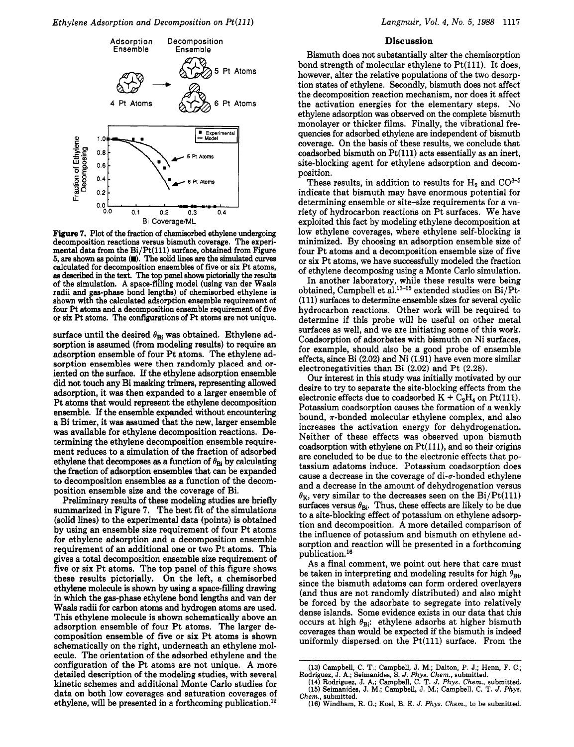Adsorption Ensemble

Decomposition Ensemble

5 Pt Atoms

4 Pt Atoms

6 Pt Atoms

Fraction of Ethylene Decomposing

1.0

0.8

0.6

0.4

0.2

0.0

0.0

0.1

0.2

0.3

0.4

Bi Coverage/ML

■ Experimental

— Model

5 Pt Atoms

6 Pt Atoms

**Figure 7.** Plot of the fraction of chemisorbed ethylene undergoing decomposition reactions versus bismuth coverage. The experimental data from the Bi/Pt(111) surface, obtained from Figure 5, are shown as points (■). The solid lines are the simulated curves calculated for decomposition ensembles of five or six Pt atoms, as described in the text. The top panel shows pictorially the results of the simulation. A space-filling model (using van der Waals radii and gas-phase bond lengths) of chemisorbed ethylene is shown with the calculated adsorption ensemble requirement of four Pt atoms and a decomposition ensemble requirement of five or six Pt atoms. The configurations of Pt atoms are not unique.

surface until the desired $\theta_{Bi}$ was obtained. Ethylene adsorption is assumed (from modeling results) to require an adsorption ensemble of four Pt atoms. The ethylene adsorption ensembles were then randomly placed and oriented on the surface. If the ethylene adsorption ensemble did not touch any Bi masking trimers, representing allowed adsorption, it was then expanded to a larger ensemble of Pt atoms that would represent the ethylene decomposition ensemble. If the ensemble expanded without encountering a Bi trimer, it was assumed that the new, larger ensemble was available for ethylene decomposition reactions. Determining the ethylene decomposition ensemble requirement reduces to a simulation of the fraction of adsorbed ethylene that decomposes as a function of $\theta_{Bi}$ by calculating the fraction of adsorption ensembles that can be expanded to decomposition ensembles as a function of the decomposition ensemble size and the coverage of Bi.

Preliminary results of these modeling studies are briefly summarized in Figure 7. The best fit of the simulations (solid lines) to the experimental data (points) is obtained by using an ensemble size requirement of four Pt atoms for ethylene adsorption and a decomposition ensemble requirement of an additional one or two Pt atoms. This gives a total decomposition ensemble size requirement of five or six Pt atoms. The top panel of this figure shows these results pictorially. On the left, a chemisorbed ethylene molecule is shown by using a space-filling drawing in which the gas-phase ethylene bond lengths and van der Waals radii for carbon atoms and hydrogen atoms are used. This ethylene molecule is shown schematically above an adsorption ensemble of four Pt atoms. The larger decomposition ensemble of five or six Pt atoms is shown schematically on the right, underneath an ethylene molecule. The orientation of the adsorbed ethylene and the configuration of the Pt atoms are not unique. A more detailed description of the modeling studies, with several kinetic schemes and additional Monte Carlo studies for data on both low coverages and saturation coverages of ethylene, will be presented in a forthcoming publication.[12]

## Discussion

Bismuth does not substantially alter the chemisorption bond strength of molecular ethylene to Pt(111). It does, however, alter the relative populations of the two desorption states of ethylene. Secondly, bismuth does not affect the decomposition reaction mechanism, nor does it affect the activation energies for the elementary steps. No ethylene adsorption was observed on the complete bismuth monolayer or thicker films. Finally, the vibrational frequencies for adsorbed ethylene are independent of bismuth coverage. On the basis of these results, we conclude that coadsorbed bismuth on Pt(111) acts essentially as an inert, site-blocking agent for ethylene adsorption and decomposition.

These results, in addition to results for $H_2$ and CO[3-5] indicate that bismuth may have enormous potential for determining ensemble or site-size requirements for a variety of hydrocarbon reactions on Pt surfaces. We have exploited this fact by modeling ethylene decomposition at low ethylene coverages, where ethylene self-blocking is minimized. By choosing an adsorption ensemble size of four Pt atoms and a decomposition ensemble size of five or six Pt atoms, we have successfully modeled the fraction of ethylene decomposing using a Monte Carlo simulation.

In another laboratory, while these results were being obtained, Campbell et al.[13-15] extended studies on Bi/Pt(111) surfaces to determine ensemble sizes for several cyclic hydrocarbon reactions. Other work will be required to determine if this probe will be useful on other metal surfaces as well, and we are initiating some of this work. Coadsorption of adsorbates with bismuth on Ni surfaces, for example, should also be a good probe of ensemble effects, since Bi (2.02) and Ni (1.91) have even more similar electronegativities than Bi (2.02) and Pt (2.28).

Our interest in this study was initially motivated by our desire to try to separate the site-blocking effects from the electronic effects due to coadsorbed K + $C_2H_4$ on Pt(111). Potassium coadsorption causes the formation of a weakly bound, $\pi$-bonded molecular ethylene complex, and also increases the activation energy for dehydrogenation. Neither of these effects was observed upon bismuth coadsorption with ethylene on Pt(111), and so their origins are concluded to be due to the electronic effects that potassium adatoms induce. Potassium coadsorption does cause a decrease in the coverage of di-$\sigma$-bonded ethylene and a decrease in the amount of dehydrogenation versus $\theta_K$, very similar to the decreases seen on the Bi/Pt(111) surfaces versus $\theta_{Bi}$. Thus, these effects are likely to be due to a site-blocking effect of potassium on ethylene adsorption and decomposition. A more detailed comparison of the influence of potassium and bismuth on ethylene adsorption and reaction will be presented in a forthcoming publication.[16]

As a final comment, we point out here that care must be taken in interpreting and modeling results for high $\theta_{Bi}$, since the bismuth adatoms can form ordered overlayers (and thus are not randomly distributed) and also might be forced by the adsorbate to segregate into relatively dense islands. Some evidence exists in our data that this occurs at high $\theta_{Bi}$: ethylene adsorbs at higher bismuth coverages than would be expected if the bismuth is indeed uniformly dispersed on the Pt(111) surface. From the

(13) Campbell, C. T.; Campbell, J. M.; Dalton, P. J.; Henn, F. C.; Rodriguez, J. A.; Seimanides, S. *J. Phys. Chem.*, submitted.

(14) Rodriguez, J. A.; Campbell, C. T. *J. Phys. Chem.*, submitted.

(15) Seimanides, J. M.; Campbell, J. M.; Campbell, C. T. *J. Phys. Chem.*, submitted.

(16) Windham, R. G.; Koel, B. E. *J. Phys. Chem.*, to be submitted.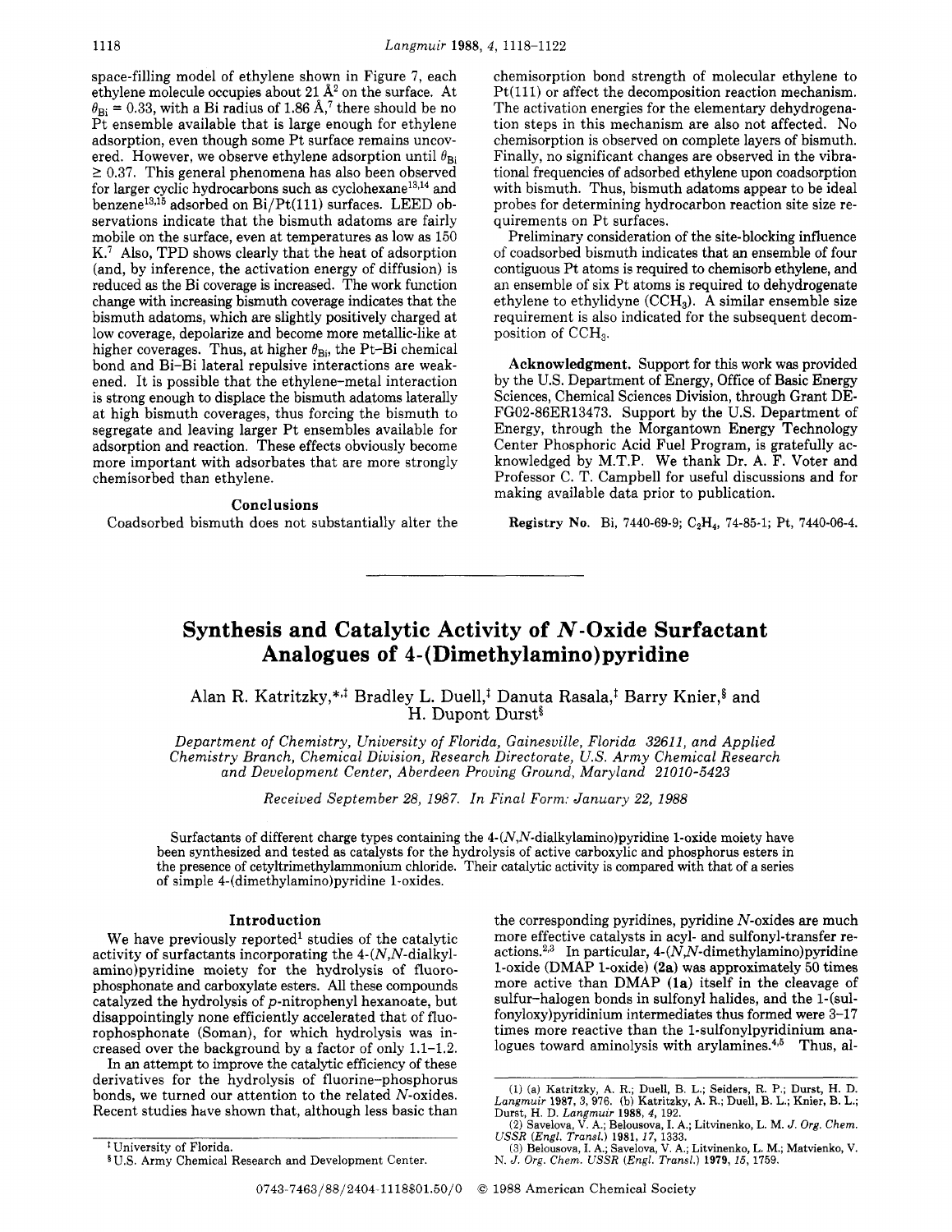space-filling model of ethylene shown in Figure 7, each ethylene molecule occupies about 21 Å$^2$ on the surface. At $\theta_{Bi}$ = 0.33, with a Bi radius of 1.86 Å,[7] there should be no Pt ensemble available that is large enough for ethylene adsorption, even though some Pt surface remains uncovered. However, we observe ethylene adsorption until $\theta_{Bi} \geq 0.37$. This general phenomena has also been observed for larger cyclic hydrocarbons such as cyclohexane[13,14] and benzene[13,15] adsorbed on Bi/Pt(111) surfaces. LEED observations indicate that the bismuth adatoms are fairly mobile on the surface, even at temperatures as low as 150 K.[7] Also, TPD shows clearly that the heat of adsorption (and, by inference, the activation energy of diffusion) is reduced as the Bi coverage is increased. The work function change with increasing bismuth coverage indicates that the bismuth adatoms, which are slightly positively charged at low coverage, depolarize and become more metallic-like at higher coverages. Thus, at higher $\theta_{Bi}$, the Pt–Bi chemical bond and Bi–Bi lateral repulsive interactions are weakened. It is possible that the ethylene–metal interaction is strong enough to displace the bismuth adatoms laterally at high bismuth coverages, thus forcing the bismuth to segregate and leaving larger Pt ensembles available for adsorption and reaction. These effects obviously become more important with adsorbates that are more strongly chemisorbed than ethylene.

## Conclusions

Coadsorbed bismuth does not substantially alter the chemisorption bond strength of molecular ethylene to Pt(111) or affect the decomposition reaction mechanism. The activation energies for the elementary dehydrogenation steps in this mechanism are also not affected. No chemisorption is observed on complete layers of bismuth. Finally, no significant changes are observed in the vibrational frequencies of adsorbed ethylene upon coadsorption with bismuth. Thus, bismuth adatoms appear to be ideal probes for determining hydrocarbon reaction site size requirements on Pt surfaces.

Preliminary consideration of the site-blocking influence of coadsorbed bismuth indicates that an ensemble of four contiguous Pt atoms is required to chemisorb ethylene, and an ensemble of six Pt atoms is required to dehydrogenate ethylene to ethylidyne ($CCH_3$). A similar ensemble size requirement is also indicated for the subsequent decomposition of $CCH_3$.

**Acknowledgment.** Support for this work was provided by the U.S. Department of Energy, Office of Basic Energy Sciences, Chemical Sciences Division, through Grant DE-FG02-86ER13473. Support by the U.S. Department of Energy, through the Morgantown Energy Technology Center Phosphoric Acid Fuel Program, is gratefully acknowledged by M.T.P. We thank Dr. A. F. Voter and Professor C. T. Campbell for useful discussions and for making available data prior to publication.

**Registry No.** Bi, 7440-69-9; $C_2H_4$, 74-85-1; Pt, 7440-06-4.

---

# Synthesis and Catalytic Activity of *N*-Oxide Surfactant Analogues of 4-(Dimethylamino)pyridine

Alan R. Katritzky,*[,‡] Bradley L. Duell,[‡] Danuta Rasala,[‡] Barry Knier,[§] and H. Dupont Durst[§]

*Department of Chemistry, University of Florida, Gainesville, Florida 32611, and Applied Chemistry Branch, Chemical Division, Research Directorate, U.S. Army Chemical Research and Development Center, Aberdeen Proving Ground, Maryland 21010-5423*

*Received September 28, 1987. In Final Form: January 22, 1988*

Surfactants of different charge types containing the 4-(*N,N*-dialkylamino)pyridine 1-oxide moiety have been synthesized and tested as catalysts for the hydrolysis of active carboxylic and phosphorus esters in the presence of cetyltrimethylammonium chloride. Their catalytic activity is compared with that of a series of simple 4-(dimethylamino)pyridine 1-oxides.

## Introduction

We have previously reported[1] studies of the catalytic activity of surfactants incorporating the 4-(*N,N*-dialkylamino)pyridine moiety for the hydrolysis of fluorophosphonate and carboxylate esters. All these compounds catalyzed the hydrolysis of *p*-nitrophenyl hexanoate, but disappointingly none efficiently accelerated that of fluorophosphonate (Soman), for which hydrolysis was increased over the background by a factor of only 1.1–1.2.

In an attempt to improve the catalytic efficiency of these derivatives for the hydrolysis of fluorine–phosphorus bonds, we turned our attention to the related *N*-oxides. Recent studies have shown that, although less basic than the corresponding pyridines, pyridine *N*-oxides are much more effective catalysts in acyl- and sulfonyl-transfer reactions.[2,3] In particular, 4-(*N,N*-dimethylamino)pyridine 1-oxide (DMAP 1-oxide) **(2a)** was approximately 50 times more active than DMAP **(1a)** itself in the cleavage of sulfur–halogen bonds in sulfonyl halides, and the 1-(sulfonyloxy)pyridinium intermediates thus formed were 3–17 times more reactive than the 1-sulfonylpyridinium analogues toward aminolysis with arylamines.[4,5] Thus, al-

[‡] University of Florida.

[§] U.S. Army Chemical Research and Development Center.

(1) (a) Katritzky, A. R.; Duell, B. L.; Seiders, R. P.; Durst, H. D. *Langmuir* 1987, *3*, 976. (b) Katritzky, A. R.; Duell, B. L.; Knier, B. L.; Durst, H. D. *Langmuir* 1988, *4*, 192.

(2) Savelova, V. A.; Belousova, I. A.; Litvinenko, L. M. *J. Org. Chem. USSR (Engl. Transl.)* 1981, *17*, 1333.

(3) Belousova, I. A.; Savelova, V. A.; Litvinenko, L. M.; Matvienko, V. N. *J. Org. Chem. USSR (Engl. Transl.)* 1979, *15*, 1759.

0743-7463/88/2404-1118$01.50/0 © 1988 American Chemical Society